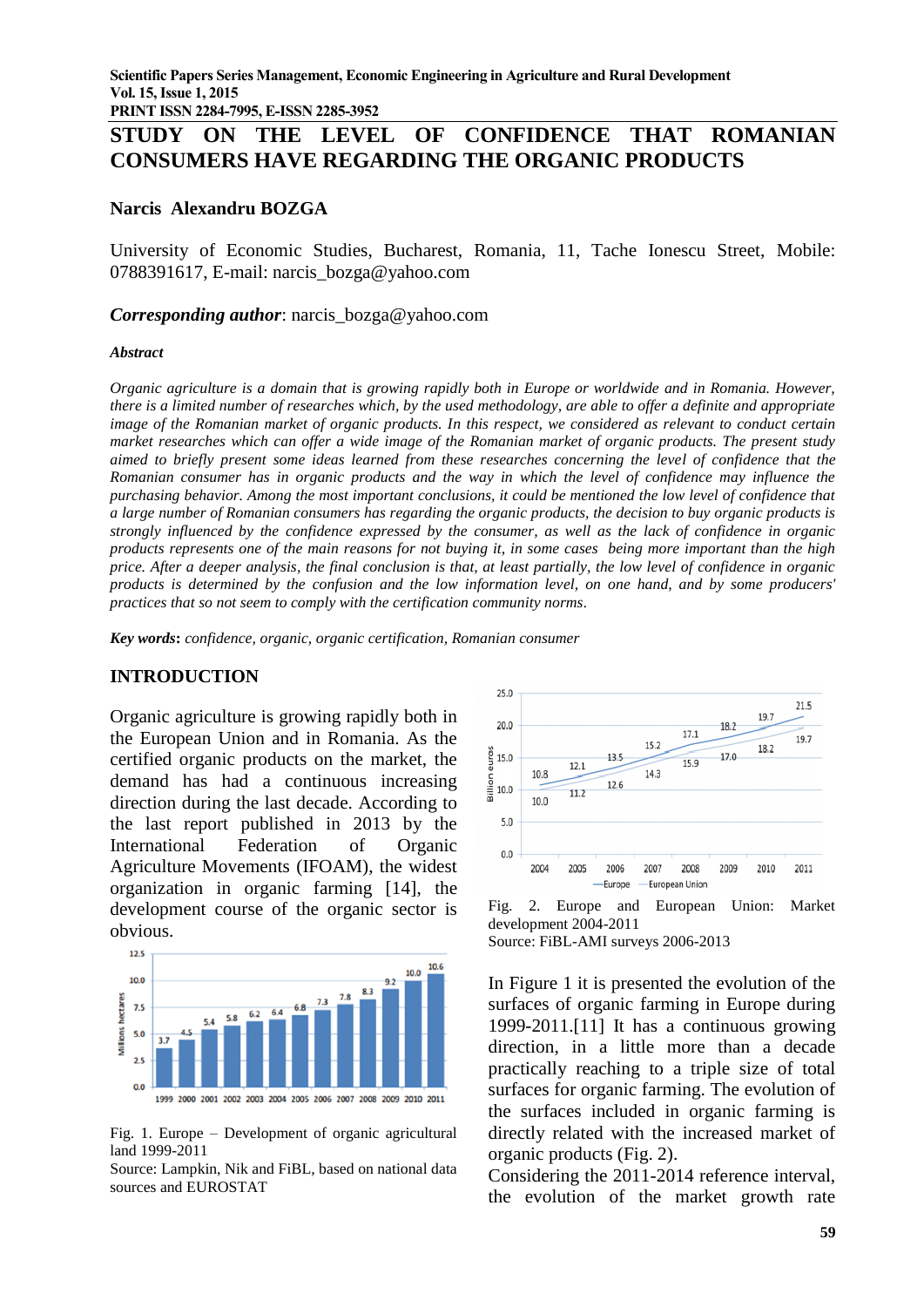# STUDY ON THE LEVEL OF CONFIDENCE THAT ROMANIAN CONSUMERS HAVE REGARDING THE ORGANIC PRODUCTS

**Narcis Alexandru BOZGA**

University of Economic Studies, Bucharest, Romania, 11, Tache Ionescu Street, Mobile: 0788391617, E-mail: narcis_bozga@yahoo.com

***Corresponding author***: narcis_bozga@yahoo.com

***Abstract***

*Organic agriculture is a domain that is growing rapidly both in Europe or worldwide and in Romania. However, there is a limited number of researches which, by the used methodology, are able to offer a definite and appropriate image of the Romanian market of organic products. In this respect, we considered as relevant to conduct certain market researches which can offer a wide image of the Romanian market of organic products. The present study aimed to briefly present some ideas learned from these researches concerning the level of confidence that the Romanian consumer has in organic products and the way in which the level of confidence may influence the purchasing behavior. Among the most important conclusions, it could be mentioned the low level of confidence that a large number of Romanian consumers has regarding the organic products, the decision to buy organic products is strongly influenced by the confidence expressed by the consumer, as well as the lack of confidence in organic products represents one of the main reasons for not buying it, in some cases being more important than the high price. After a deeper analysis, the final conclusion is that, at least partially, the low level of confidence in organic products is determined by the confusion and the low information level, on one hand, and by some producers' practices that so not seem to comply with the certification community norms.*

**Key words:** *confidence, organic, organic certification, Romanian consumer*

## INTRODUCTION

Organic agriculture is growing rapidly both in the European Union and in Romania. As the certified organic products on the market, the demand has had a continuous increasing direction during the last decade. According to the last report published in 2013 by the International Federation of Organic Agriculture Movements (IFOAM), the widest organization in organic farming [14], the development course of the organic sector is obvious.

Fig. 1. Europe – Development of organic agricultural land 1999-2011

Source: Lampkin, Nik and FiBL, based on national data sources and EUROSTAT

Fig. 2. Europe and European Union: Market development 2004-2011

Source: FiBL-AMI surveys 2006-2013

In Figure 1 it is presented the evolution of the surfaces of organic farming in Europe during 1999-2011.[11] It has a continuous growing direction, in a little more than a decade practically reaching to a triple size of total surfaces for organic farming. The evolution of the surfaces included in organic farming is directly related with the increased market of organic products (Fig. 2).

Considering the 2011-2014 reference interval, the evolution of the market growth rate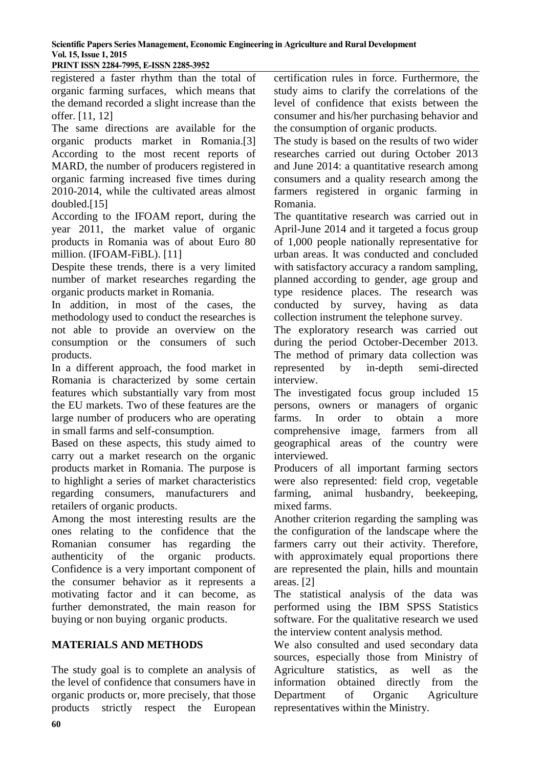registered a faster rhythm than the total of organic farming surfaces, which means that the demand recorded a slight increase than the offer. [11, 12]

The same directions are available for the organic products market in Romania.[3] According to the most recent reports of MARD, the number of producers registered in organic farming increased five times during 2010-2014, while the cultivated areas almost doubled.[15]

According to the IFOAM report, during the year 2011, the market value of organic products in Romania was of about Euro 80 million. (IFOAM-FiBL). [11]

Despite these trends, there is a very limited number of market researches regarding the organic products market in Romania.

In addition, in most of the cases, the methodology used to conduct the researches is not able to provide an overview on the consumption or the consumers of such products.

In a different approach, the food market in Romania is characterized by some certain features which substantially vary from most the EU markets. Two of these features are the large number of producers who are operating in small farms and self-consumption.

Based on these aspects, this study aimed to carry out a market research on the organic products market in Romania. The purpose is to highlight a series of market characteristics regarding consumers, manufacturers and retailers of organic products.

Among the most interesting results are the ones relating to the confidence that the Romanian consumer has regarding the authenticity of the organic products. Confidence is a very important component of the consumer behavior as it represents a motivating factor and it can become, as further demonstrated, the main reason for buying or non buying organic products.

## MATERIALS AND METHODS

The study goal is to complete an analysis of the level of confidence that consumers have in organic products or, more precisely, that those products strictly respect the European certification rules in force. Furthermore, the study aims to clarify the correlations of the level of confidence that exists between the consumer and his/her purchasing behavior and the consumption of organic products.

The study is based on the results of two wider researches carried out during October 2013 and June 2014: a quantitative research among consumers and a quality research among the farmers registered in organic farming in Romania.

The quantitative research was carried out in April-June 2014 and it targeted a focus group of 1,000 people nationally representative for urban areas. It was conducted and concluded with satisfactory accuracy a random sampling, planned according to gender, age group and type residence places. The research was conducted by survey, having as data collection instrument the telephone survey.

The exploratory research was carried out during the period October-December 2013. The method of primary data collection was represented by in-depth semi-directed interview.

The investigated focus group included 15 persons, owners or managers of organic farms. In order to obtain a more comprehensive image, farmers from all geographical areas of the country were interviewed.

Producers of all important farming sectors were also represented: field crop, vegetable farming, animal husbandry, beekeeping, mixed farms.

Another criterion regarding the sampling was the configuration of the landscape where the farmers carry out their activity. Therefore, with approximately equal proportions there are represented the plain, hills and mountain areas. [2]

The statistical analysis of the data was performed using the IBM SPSS Statistics software. For the qualitative research we used the interview content analysis method.

We also consulted and used secondary data sources, especially those from Ministry of Agriculture statistics, as well as the information obtained directly from the Department of Organic Agriculture representatives within the Ministry.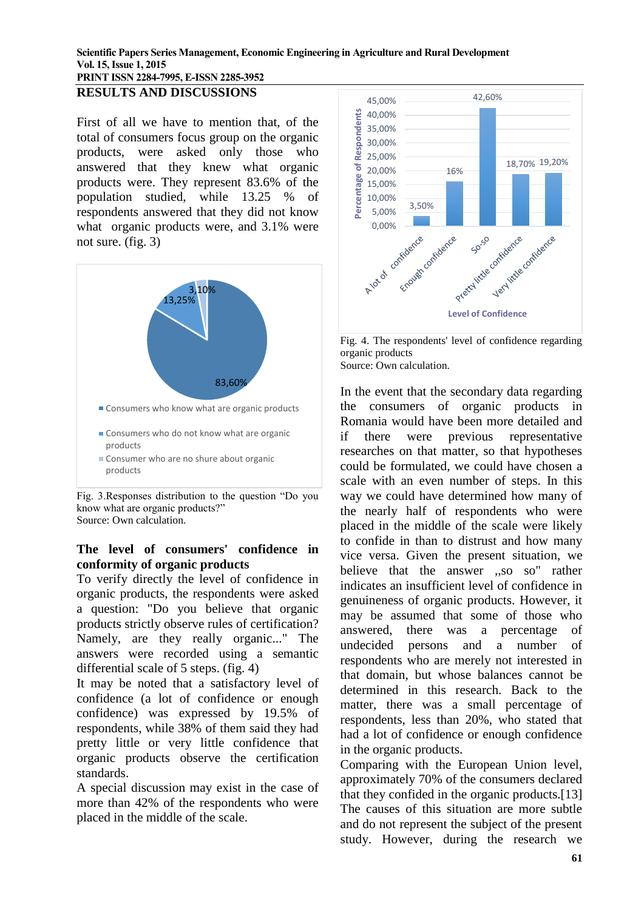## RESULTS AND DISCUSSIONS

First of all we have to mention that, of the total of consumers focus group on the organic products, were asked only those who answered that they knew what organic products were. They represent 83.6% of the population studied, while 13.25 % of respondents answered that they did not know what organic products were, and 3.1% were not sure. (fig. 3)

Fig. 3.Responses distribution to the question "Do you know what are organic products?"
Source: Own calculation.

### The level of consumers' confidence in conformity of organic products

To verify directly the level of confidence in organic products, the respondents were asked a question: "Do you believe that organic products strictly observe rules of certification? Namely, are they really organic..." The answers were recorded using a semantic differential scale of 5 steps. (fig. 4)

It may be noted that a satisfactory level of confidence (a lot of confidence or enough confidence) was expressed by 19.5% of respondents, while 38% of them said they had pretty little or very little confidence that organic products observe the certification standards.

A special discussion may exist in the case of more than 42% of the respondents who were placed in the middle of the scale.

Fig. 4. The respondents' level of confidence regarding organic products
Source: Own calculation.

In the event that the secondary data regarding the consumers of organic products in Romania would have been more detailed and if there were previous representative researches on that matter, so that hypotheses could be formulated, we could have chosen a scale with an even number of steps. In this way we could have determined how many of the nearly half of respondents who were placed in the middle of the scale were likely to confide in than to distrust and how many vice versa. Given the present situation, we believe that the answer ,,so so" rather indicates an insufficient level of confidence in genuineness of organic products. However, it may be assumed that some of those who answered, there was a percentage of undecided persons and a number of respondents who are merely not interested in that domain, but whose balances cannot be determined in this research. Back to the matter, there was a small percentage of respondents, less than 20%, who stated that had a lot of confidence or enough confidence in the organic products.

Comparing with the European Union level, approximately 70% of the consumers declared that they confided in the organic products.[13]

The causes of this situation are more subtle and do not represent the subject of the present study. However, during the research we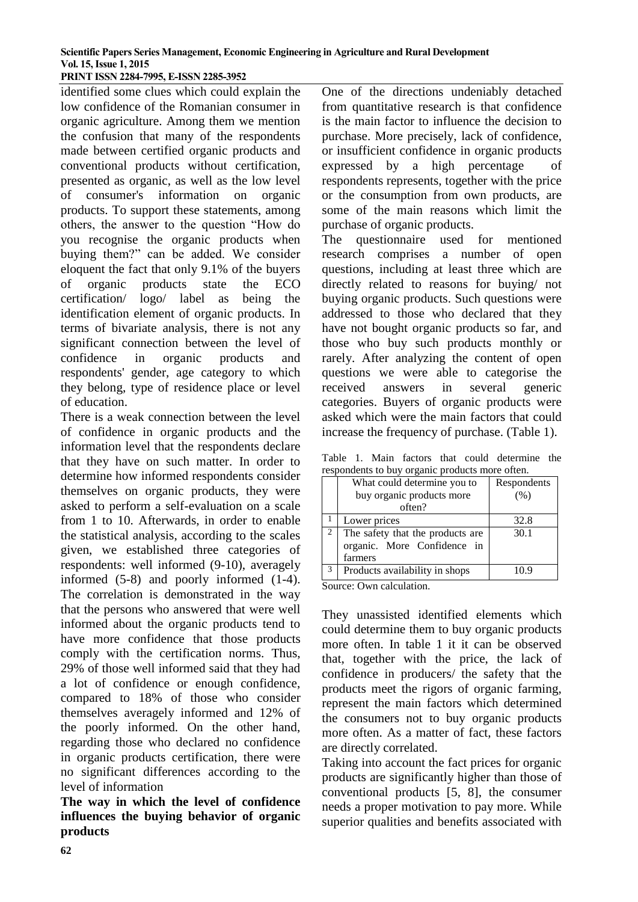identified some clues which could explain the low confidence of the Romanian consumer in organic agriculture. Among them we mention the confusion that many of the respondents made between certified organic products and conventional products without certification, presented as organic, as well as the low level of consumer's information on organic products. To support these statements, among others, the answer to the question "How do you recognise the organic products when buying them?" can be added. We consider eloquent the fact that only 9.1% of the buyers of organic products state the ECO certification/ logo/ label as being the identification element of organic products. In terms of bivariate analysis, there is not any significant connection between the level of confidence in organic products and respondents' gender, age category to which they belong, type of residence place or level of education.

There is a weak connection between the level of confidence in organic products and the information level that the respondents declare that they have on such matter. In order to determine how informed respondents consider themselves on organic products, they were asked to perform a self-evaluation on a scale from 1 to 10. Afterwards, in order to enable the statistical analysis, according to the scales given, we established three categories of respondents: well informed (9-10), averagely informed (5-8) and poorly informed (1-4). The correlation is demonstrated in the way that the persons who answered that were well informed about the organic products tend to have more confidence that those products comply with the certification norms. Thus, 29% of those well informed said that they had a lot of confidence or enough confidence, compared to 18% of those who consider themselves averagely informed and 12% of the poorly informed. On the other hand, regarding those who declared no confidence in organic products certification, there were no significant differences according to the level of information

**The way in which the level of confidence influences the buying behavior of organic products**

One of the directions undeniably detached from quantitative research is that confidence is the main factor to influence the decision to purchase. More precisely, lack of confidence, or insufficient confidence in organic products expressed by a high percentage of respondents represents, together with the price or the consumption from own products, are some of the main reasons which limit the purchase of organic products.

The questionnaire used for mentioned research comprises a number of open questions, including at least three which are directly related to reasons for buying/ not buying organic products. Such questions were addressed to those who declared that they have not bought organic products so far, and those who buy such products monthly or rarely. After analyzing the content of open questions we were able to categorise the received answers in several generic categories. Buyers of organic products were asked which were the main factors that could increase the frequency of purchase. (Table 1).

Table 1. Main factors that could determine the respondents to buy organic products more often.

| | What could determine you to buy organic products more often? | Respondents (%) |
|---|---|---|
| 1 | Lower prices | 32.8 |
| 2 | The safety that the products are organic. More Confidence in farmers | 30.1 |
| 3 | Products availability in shops | 10.9 |

Source: Own calculation.

They unassisted identified elements which could determine them to buy organic products more often. In table 1 it it can be observed that, together with the price, the lack of confidence in producers/ the safety that the products meet the rigors of organic farming, represent the main factors which determined the consumers not to buy organic products more often. As a matter of fact, these factors are directly correlated.

Taking into account the fact prices for organic products are significantly higher than those of conventional products [5, 8], the consumer needs a proper motivation to pay more. While superior qualities and benefits associated with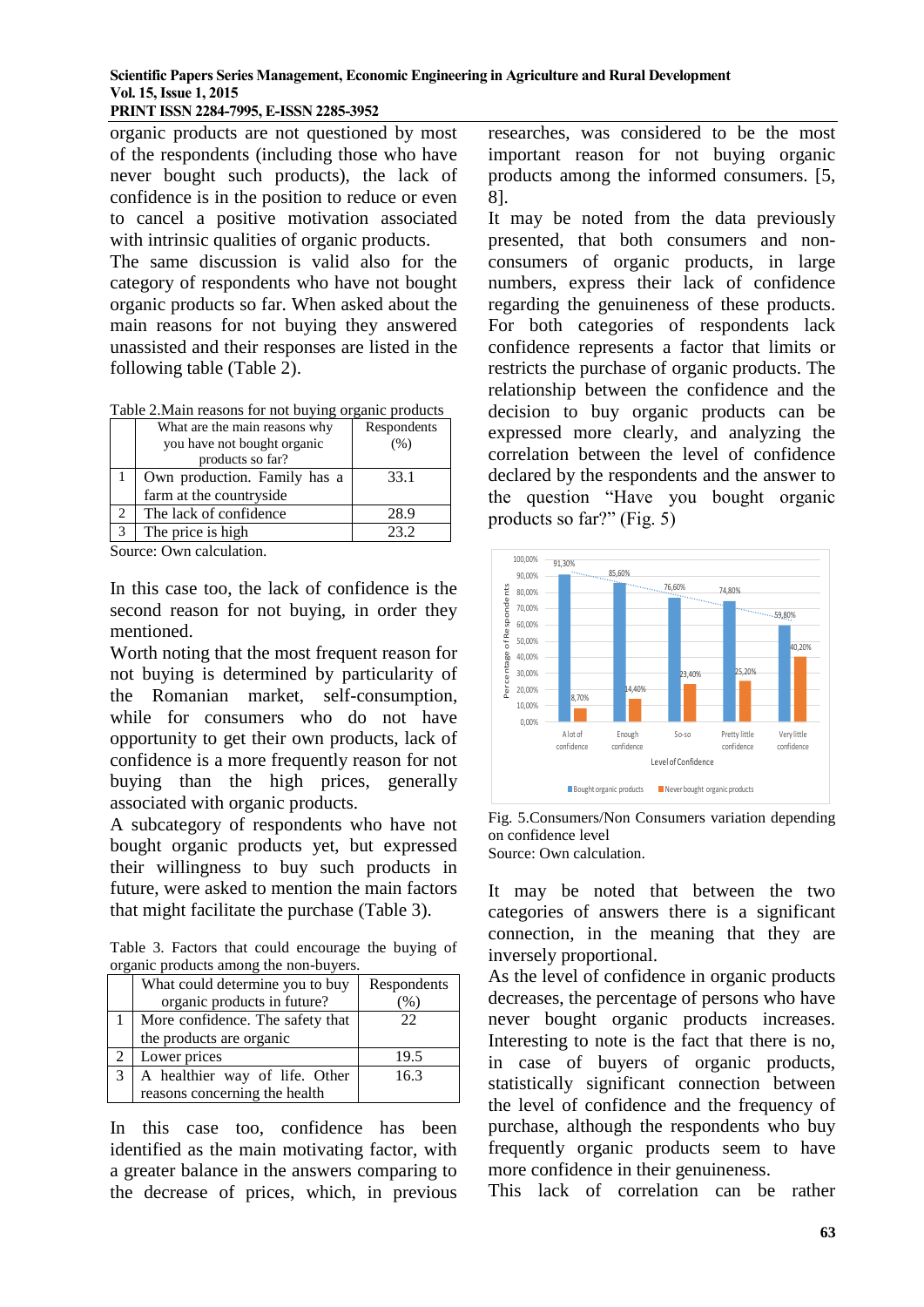organic products are not questioned by most of the respondents (including those who have never bought such products), the lack of confidence is in the position to reduce or even to cancel a positive motivation associated with intrinsic qualities of organic products.

The same discussion is valid also for the category of respondents who have not bought organic products so far. When asked about the main reasons for not buying they answered unassisted and their responses are listed in the following table (Table 2).

Table 2.Main reasons for not buying organic products

| | What are the main reasons why you have not bought organic products so far? | Respondents (%) |
|---|---|---|
| 1 | Own production. Family has a farm at the countryside | 33.1 |
| 2 | The lack of confidence | 28.9 |
| 3 | The price is high | 23.2 |

Source: Own calculation.

In this case too, the lack of confidence is the second reason for not buying, in order they mentioned.

Worth noting that the most frequent reason for not buying is determined by particularity of the Romanian market, self-consumption, while for consumers who do not have opportunity to get their own products, lack of confidence is a more frequently reason for not buying than the high prices, generally associated with organic products.

A subcategory of respondents who have not bought organic products yet, but expressed their willingness to buy such products in future, were asked to mention the main factors that might facilitate the purchase (Table 3).

Table 3. Factors that could encourage the buying of organic products among the non-buyers.

| | What could determine you to buy organic products in future? | Respondents (%) |
|---|---|---|
| 1 | More confidence. The safety that the products are organic | 22 |
| 2 | Lower prices | 19.5 |
| 3 | A healthier way of life. Other reasons concerning the health | 16.3 |

In this case too, confidence has been identified as the main motivating factor, with a greater balance in the answers comparing to the decrease of prices, which, in previous researches, was considered to be the most important reason for not buying organic products among the informed consumers. [5, 8].

It may be noted from the data previously presented, that both consumers and non-consumers of organic products, in large numbers, express their lack of confidence regarding the genuineness of these products. For both categories of respondents lack confidence represents a factor that limits or restricts the purchase of organic products. The relationship between the confidence and the decision to buy organic products can be expressed more clearly, and analyzing the correlation between the level of confidence declared by the respondents and the answer to the question "Have you bought organic products so far?" (Fig. 5)

Fig. 5.Consumers/Non Consumers variation depending on confidence level

Source: Own calculation.

It may be noted that between the two categories of answers there is a significant connection, in the meaning that they are inversely proportional.

As the level of confidence in organic products decreases, the percentage of persons who have never bought organic products increases. Interesting to note is the fact that there is no, in case of buyers of organic products, statistically significant connection between the level of confidence and the frequency of purchase, although the respondents who buy frequently organic products seem to have more confidence in their genuineness.

This lack of correlation can be rather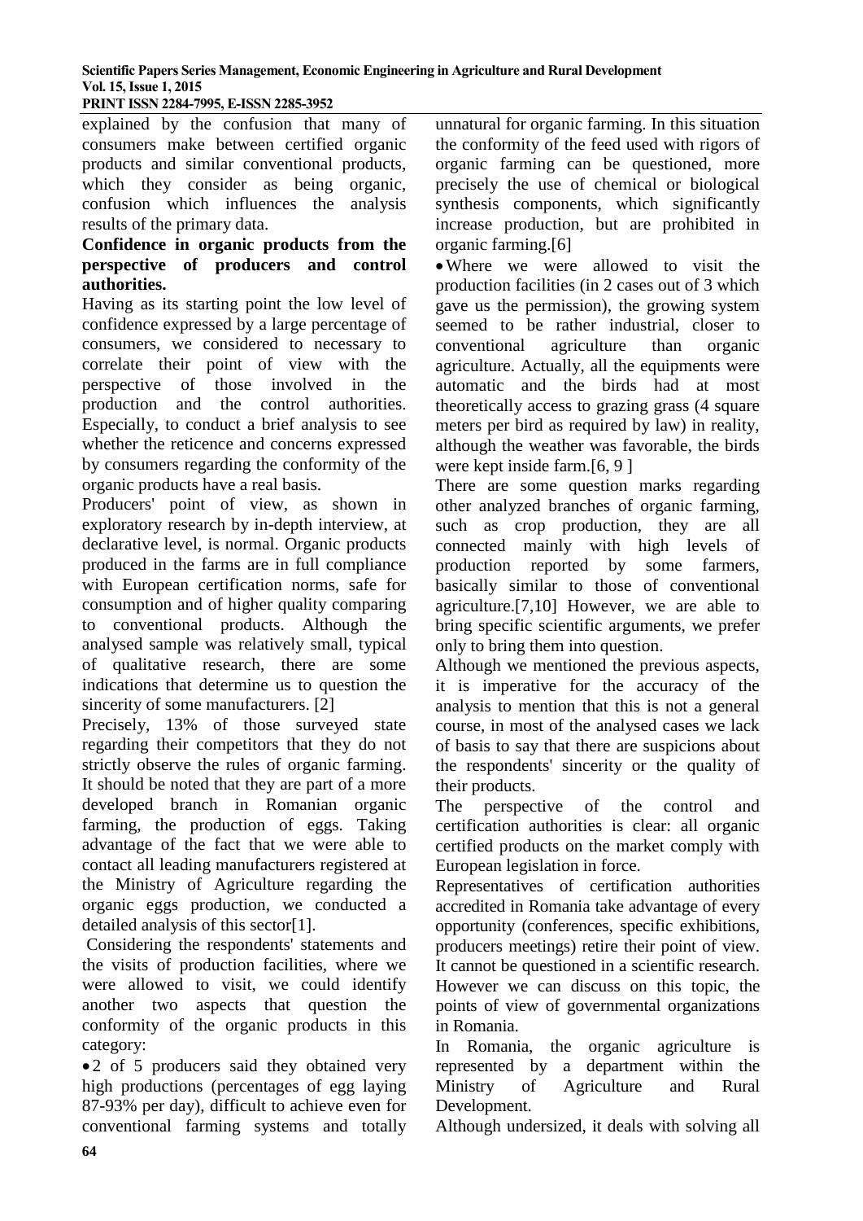explained by the confusion that many of consumers make between certified organic products and similar conventional products, which they consider as being organic, confusion which influences the analysis results of the primary data.

**Confidence in organic products from the perspective of producers and control authorities.**

Having as its starting point the low level of confidence expressed by a large percentage of consumers, we considered to necessary to correlate their point of view with the perspective of those involved in the production and the control authorities. Especially, to conduct a brief analysis to see whether the reticence and concerns expressed by consumers regarding the conformity of the organic products have a real basis.

Producers' point of view, as shown in exploratory research by in-depth interview, at declarative level, is normal. Organic products produced in the farms are in full compliance with European certification norms, safe for consumption and of higher quality comparing to conventional products. Although the analysed sample was relatively small, typical of qualitative research, there are some indications that determine us to question the sincerity of some manufacturers. [2]

Precisely, 13% of those surveyed state regarding their competitors that they do not strictly observe the rules of organic farming. It should be noted that they are part of a more developed branch in Romanian organic farming, the production of eggs. Taking advantage of the fact that we were able to contact all leading manufacturers registered at the Ministry of Agriculture regarding the organic eggs production, we conducted a detailed analysis of this sector[1].

Considering the respondents' statements and the visits of production facilities, where we were allowed to visit, we could identify another two aspects that question the conformity of the organic products in this category:

- 2 of 5 producers said they obtained very high productions (percentages of egg laying 87-93% per day), difficult to achieve even for conventional farming systems and totally unnatural for organic farming. In this situation the conformity of the feed used with rigors of organic farming can be questioned, more precisely the use of chemical or biological synthesis components, which significantly increase production, but are prohibited in organic farming.[6]
- Where we were allowed to visit the production facilities (in 2 cases out of 3 which gave us the permission), the growing system seemed to be rather industrial, closer to conventional agriculture than organic agriculture. Actually, all the equipments were automatic and the birds had at most theoretically access to grazing grass (4 square meters per bird as required by law) in reality, although the weather was favorable, the birds were kept inside farm.[6, 9 ]

There are some question marks regarding other analyzed branches of organic farming, such as crop production, they are all connected mainly with high levels of production reported by some farmers, basically similar to those of conventional agriculture.[7,10] However, we are able to bring specific scientific arguments, we prefer only to bring them into question.

Although we mentioned the previous aspects, it is imperative for the accuracy of the analysis to mention that this is not a general course, in most of the analysed cases we lack of basis to say that there are suspicions about the respondents' sincerity or the quality of their products.

The perspective of the control and certification authorities is clear: all organic certified products on the market comply with European legislation in force.

Representatives of certification authorities accredited in Romania take advantage of every opportunity (conferences, specific exhibitions, producers meetings) retire their point of view. It cannot be questioned in a scientific research. However we can discuss on this topic, the points of view of governmental organizations in Romania.

In Romania, the organic agriculture is represented by a department within the Ministry of Agriculture and Rural Development.

Although undersized, it deals with solving all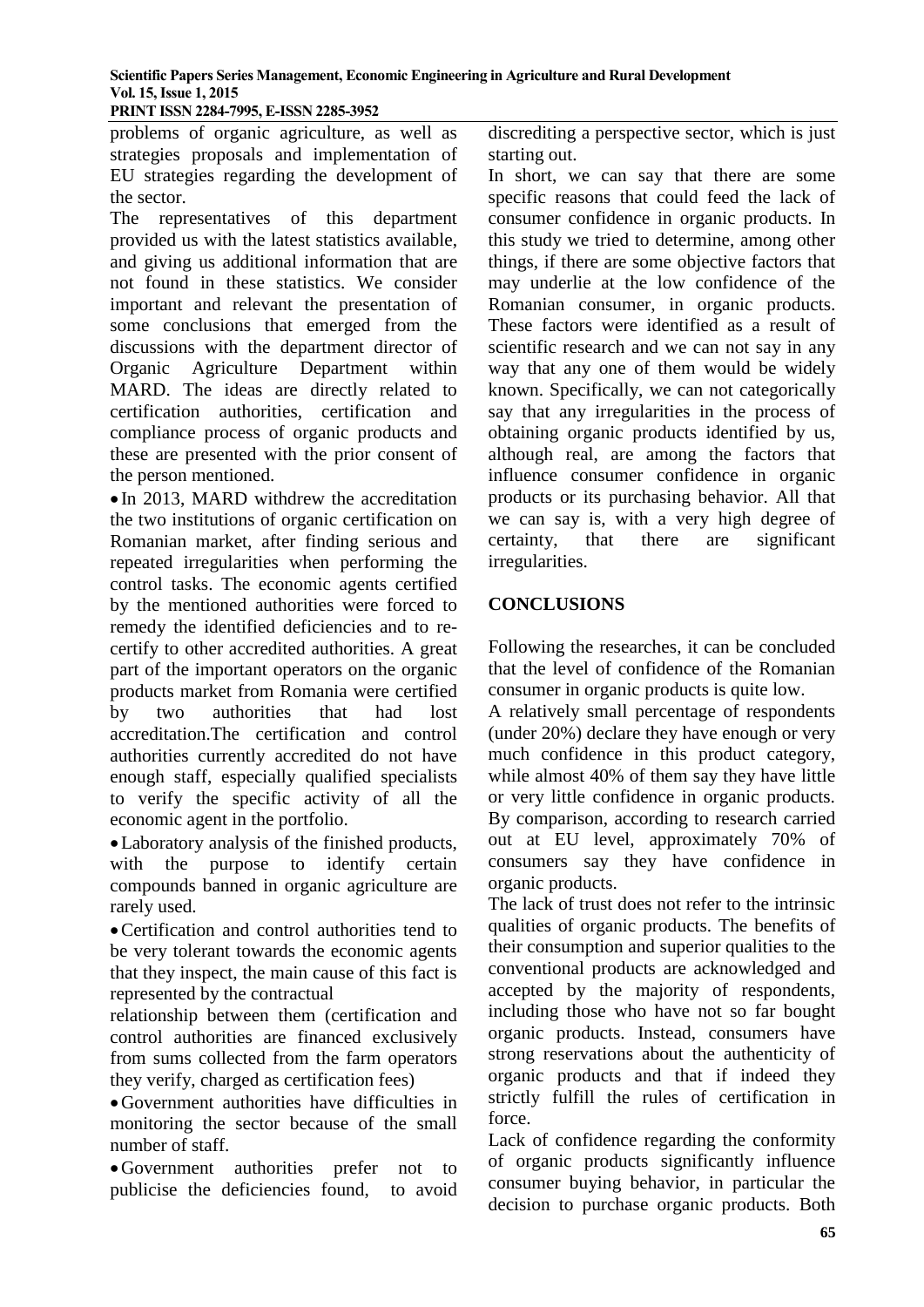problems of organic agriculture, as well as strategies proposals and implementation of EU strategies regarding the development of the sector.

The representatives of this department provided us with the latest statistics available, and giving us additional information that are not found in these statistics. We consider important and relevant the presentation of some conclusions that emerged from the discussions with the department director of Organic Agriculture Department within MARD. The ideas are directly related to certification authorities, certification and compliance process of organic products and these are presented with the prior consent of the person mentioned.

- In 2013, MARD withdrew the accreditation the two institutions of organic certification on Romanian market, after finding serious and repeated irregularities when performing the control tasks. The economic agents certified by the mentioned authorities were forced to remedy the identified deficiencies and to re-certify to other accredited authorities. A great part of the important operators on the organic products market from Romania were certified by two authorities that had lost accreditation.The certification and control authorities currently accredited do not have enough staff, especially qualified specialists to verify the specific activity of all the economic agent in the portfolio.
- Laboratory analysis of the finished products, with the purpose to identify certain compounds banned in organic agriculture are rarely used.
- Certification and control authorities tend to be very tolerant towards the economic agents that they inspect, the main cause of this fact is represented by the contractual relationship between them (certification and control authorities are financed exclusively from sums collected from the farm operators they verify, charged as certification fees)
- Government authorities have difficulties in monitoring the sector because of the small number of staff.
- Government authorities prefer not to publicise the deficiencies found, to avoid discrediting a perspective sector, which is just starting out.

In short, we can say that there are some specific reasons that could feed the lack of consumer confidence in organic products. In this study we tried to determine, among other things, if there are some objective factors that may underlie at the low confidence of the Romanian consumer, in organic products. These factors were identified as a result of scientific research and we can not say in any way that any one of them would be widely known. Specifically, we can not categorically say that any irregularities in the process of obtaining organic products identified by us, although real, are among the factors that influence consumer confidence in organic products or its purchasing behavior. All that we can say is, with a very high degree of certainty, that there are significant irregularities.

## CONCLUSIONS

Following the researches, it can be concluded that the level of confidence of the Romanian consumer in organic products is quite low.

A relatively small percentage of respondents (under 20%) declare they have enough or very much confidence in this product category, while almost 40% of them say they have little or very little confidence in organic products. By comparison, according to research carried out at EU level, approximately 70% of consumers say they have confidence in organic products.

The lack of trust does not refer to the intrinsic qualities of organic products. The benefits of their consumption and superior qualities to the conventional products are acknowledged and accepted by the majority of respondents, including those who have not so far bought organic products. Instead, consumers have strong reservations about the authenticity of organic products and that if indeed they strictly fulfill the rules of certification in force.

Lack of confidence regarding the conformity of organic products significantly influence consumer buying behavior, in particular the decision to purchase organic products. Both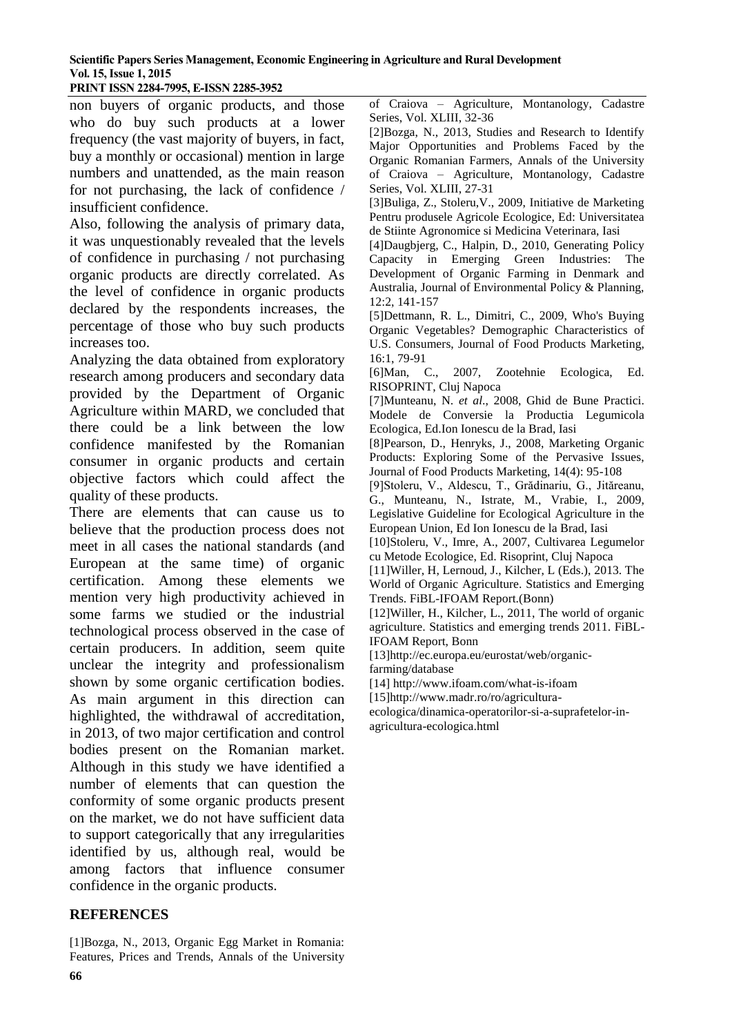non buyers of organic products, and those who do buy such products at a lower frequency (the vast majority of buyers, in fact, buy a monthly or occasional) mention in large numbers and unattended, as the main reason for not purchasing, the lack of confidence / insufficient confidence.

Also, following the analysis of primary data, it was unquestionably revealed that the levels of confidence in purchasing / not purchasing organic products are directly correlated. As the level of confidence in organic products declared by the respondents increases, the percentage of those who buy such products increases too.

Analyzing the data obtained from exploratory research among producers and secondary data provided by the Department of Organic Agriculture within MARD, we concluded that there could be a link between the low confidence manifested by the Romanian consumer in organic products and certain objective factors which could affect the quality of these products.

There are elements that can cause us to believe that the production process does not meet in all cases the national standards (and European at the same time) of organic certification. Among these elements we mention very high productivity achieved in some farms we studied or the industrial technological process observed in the case of certain producers. In addition, seem quite unclear the integrity and professionalism shown by some organic certification bodies. As main argument in this direction can highlighted, the withdrawal of accreditation, in 2013, of two major certification and control bodies present on the Romanian market. Although in this study we have identified a number of elements that can question the conformity of some organic products present on the market, we do not have sufficient data to support categorically that any irregularities identified by us, although real, would be among factors that influence consumer confidence in the organic products.

## REFERENCES

[1]Bozga, N., 2013, Organic Egg Market in Romania: Features, Prices and Trends, Annals of the University of Craiova – Agriculture, Montanology, Cadastre Series, Vol. XLIII, 32-36

[2]Bozga, N., 2013, Studies and Research to Identify Major Opportunities and Problems Faced by the Organic Romanian Farmers, Annals of the University of Craiova – Agriculture, Montanology, Cadastre Series, Vol. XLIII, 27-31

[3]Buliga, Z., Stoleru,V., 2009, Initiative de Marketing Pentru produsele Agricole Ecologice, Ed: Universitatea de Stiinte Agronomice si Medicina Veterinara, Iasi

[4]Daugbjerg, C., Halpin, D., 2010, Generating Policy Capacity in Emerging Green Industries: The Development of Organic Farming in Denmark and Australia, Journal of Environmental Policy & Planning, 12:2, 141-157

[5]Dettmann, R. L., Dimitri, C., 2009, Who's Buying Organic Vegetables? Demographic Characteristics of U.S. Consumers, Journal of Food Products Marketing, 16:1, 79-91

[6]Man, C., 2007, Zootehnie Ecologica, Ed. RISOPRINT, Cluj Napoca

[7]Munteanu, N. *et al*., 2008, Ghid de Bune Practici. Modele de Conversie la Productia Legumicola Ecologica, Ed.Ion Ionescu de la Brad, Iasi

[8]Pearson, D., Henryks, J., 2008, Marketing Organic Products: Exploring Some of the Pervasive Issues, Journal of Food Products Marketing, 14(4): 95-108

[9]Stoleru, V., Aldescu, T., Grădinariu, G., Jităreanu, G., Munteanu, N., Istrate, M., Vrabie, I., 2009, Legislative Guideline for Ecological Agriculture in the European Union, Ed Ion Ionescu de la Brad, Iasi

[10]Stoleru, V., Imre, A., 2007, Cultivarea Legumelor cu Metode Ecologice, Ed. Risoprint, Cluj Napoca

[11]Willer, H, Lernoud, J., Kilcher, L (Eds.), 2013. The World of Organic Agriculture. Statistics and Emerging Trends. FiBL-IFOAM Report.(Bonn)

[12]Willer, H., Kilcher, L., 2011, The world of organic agriculture. Statistics and emerging trends 2011. FiBL-IFOAM Report, Bonn

[13]http://ec.europa.eu/eurostat/web/organic-farming/database

[14] http://www.ifoam.com/what-is-ifoam

[15]http://www.madr.ro/ro/agricultura-ecologica/dinamica-operatorilor-si-a-suprafetelor-in-agricultura-ecologica.html